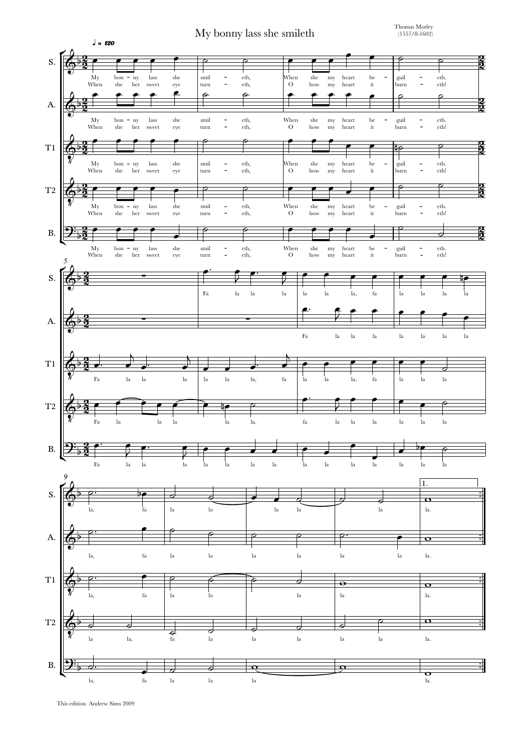# My bonny lass she smileth

Thomas Morley
(1557/8-1602)

This edition Andrew Sims 2009